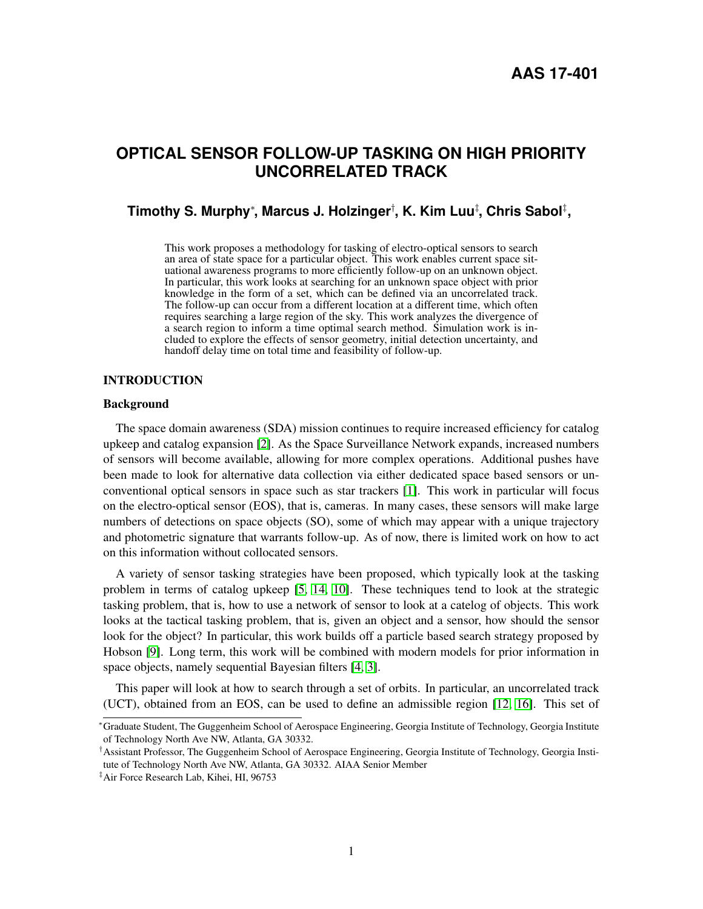AAS 17-401

# OPTICAL SENSOR FOLLOW-UP TASKING ON HIGH PRIORITY UNCORRELATED TRACK

**Timothy S. Murphy**[*], **Marcus J. Holzinger**[†], **K. Kim Luu**[‡], **Chris Sabol**[‡],

This work proposes a methodology for tasking of electro-optical sensors to search an area of state space for a particular object. This work enables current space situational awareness programs to more efficiently follow-up on an unknown object. In particular, this work looks at searching for an unknown space object with prior knowledge in the form of a set, which can be defined via an uncorrelated track. The follow-up can occur from a different location at a different time, which often requires searching a large region of the sky. This work analyzes the divergence of a search region to inform a time optimal search method. Simulation work is included to explore the effects of sensor geometry, initial detection uncertainty, and handoff delay time on total time and feasibility of follow-up.

## INTRODUCTION

### Background

The space domain awareness (SDA) mission continues to require increased efficiency for catalog upkeep and catalog expansion [2]. As the Space Surveillance Network expands, increased numbers of sensors will become available, allowing for more complex operations. Additional pushes have been made to look for alternative data collection via either dedicated space based sensors or unconventional optical sensors in space such as star trackers [1]. This work in particular will focus on the electro-optical sensor (EOS), that is, cameras. In many cases, these sensors will make large numbers of detections on space objects (SO), some of which may appear with a unique trajectory and photometric signature that warrants follow-up. As of now, there is limited work on how to act on this information without collocated sensors.

A variety of sensor tasking strategies have been proposed, which typically look at the tasking problem in terms of catalog upkeep [5, 14, 10]. These techniques tend to look at the strategic tasking problem, that is, how to use a network of sensor to look at a catelog of objects. This work looks at the tactical tasking problem, that is, given an object and a sensor, how should the sensor look for the object? In particular, this work builds off a particle based search strategy proposed by Hobson [9]. Long term, this work will be combined with modern models for prior information in space objects, namely sequential Bayesian filters [4, 3].

This paper will look at how to search through a set of orbits. In particular, an uncorrelated track (UCT), obtained from an EOS, can be used to define an admissible region [12, 16]. This set of

---

[*] Graduate Student, The Guggenheim School of Aerospace Engineering, Georgia Institute of Technology, Georgia Institute of Technology North Ave NW, Atlanta, GA 30332.

[†] Assistant Professor, The Guggenheim School of Aerospace Engineering, Georgia Institute of Technology, Georgia Institute of Technology North Ave NW, Atlanta, GA 30332. AIAA Senior Member

[‡] Air Force Research Lab, Kihei, HI, 96753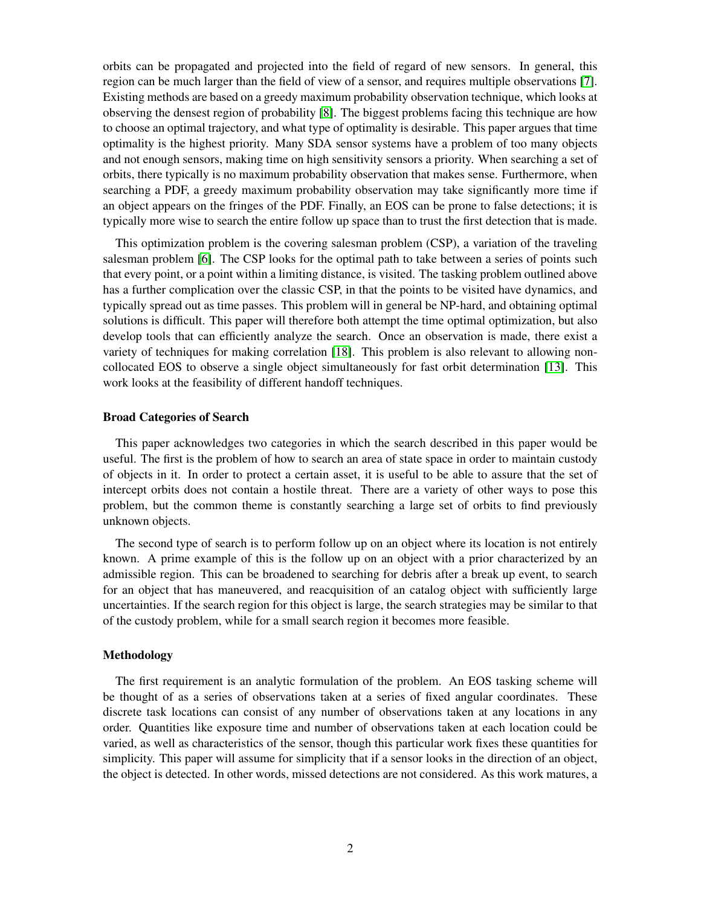orbits can be propagated and projected into the field of regard of new sensors. In general, this region can be much larger than the field of view of a sensor, and requires multiple observations [7]. Existing methods are based on a greedy maximum probability observation technique, which looks at observing the densest region of probability [8]. The biggest problems facing this technique are how to choose an optimal trajectory, and what type of optimality is desirable. This paper argues that time optimality is the highest priority. Many SDA sensor systems have a problem of too many objects and not enough sensors, making time on high sensitivity sensors a priority. When searching a set of orbits, there typically is no maximum probability observation that makes sense. Furthermore, when searching a PDF, a greedy maximum probability observation may take significantly more time if an object appears on the fringes of the PDF. Finally, an EOS can be prone to false detections; it is typically more wise to search the entire follow up space than to trust the first detection that is made.

This optimization problem is the covering salesman problem (CSP), a variation of the traveling salesman problem [6]. The CSP looks for the optimal path to take between a series of points such that every point, or a point within a limiting distance, is visited. The tasking problem outlined above has a further complication over the classic CSP, in that the points to be visited have dynamics, and typically spread out as time passes. This problem will in general be NP-hard, and obtaining optimal solutions is difficult. This paper will therefore both attempt the time optimal optimization, but also develop tools that can efficiently analyze the search. Once an observation is made, there exist a variety of techniques for making correlation [18]. This problem is also relevant to allowing non-collocated EOS to observe a single object simultaneously for fast orbit determination [13]. This work looks at the feasibility of different handoff techniques.

**Broad Categories of Search**

This paper acknowledges two categories in which the search described in this paper would be useful. The first is the problem of how to search an area of state space in order to maintain custody of objects in it. In order to protect a certain asset, it is useful to be able to assure that the set of intercept orbits does not contain a hostile threat. There are a variety of other ways to pose this problem, but the common theme is constantly searching a large set of orbits to find previously unknown objects.

The second type of search is to perform follow up on an object where its location is not entirely known. A prime example of this is the follow up on an object with a prior characterized by an admissible region. This can be broadened to searching for debris after a break up event, to search for an object that has maneuvered, and reacquisition of an catalog object with sufficiently large uncertainties. If the search region for this object is large, the search strategies may be similar to that of the custody problem, while for a small search region it becomes more feasible.

**Methodology**

The first requirement is an analytic formulation of the problem. An EOS tasking scheme will be thought of as a series of observations taken at a series of fixed angular coordinates. These discrete task locations can consist of any number of observations taken at any locations in any order. Quantities like exposure time and number of observations taken at each location could be varied, as well as characteristics of the sensor, though this particular work fixes these quantities for simplicity. This paper will assume for simplicity that if a sensor looks in the direction of an object, the object is detected. In other words, missed detections are not considered. As this work matures, a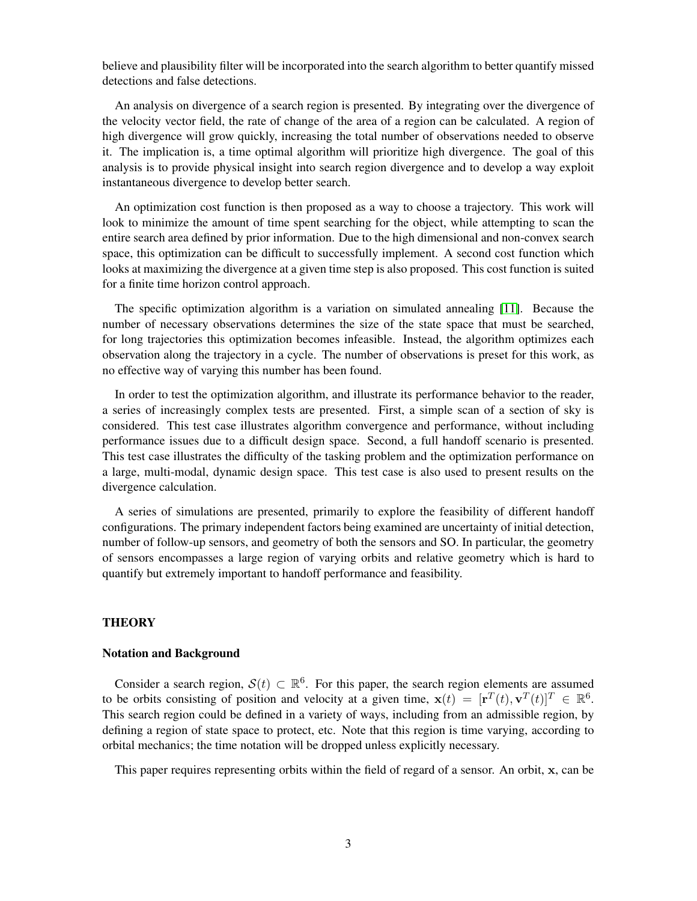believe and plausibility filter will be incorporated into the search algorithm to better quantify missed detections and false detections.

An analysis on divergence of a search region is presented. By integrating over the divergence of the velocity vector field, the rate of change of the area of a region can be calculated. A region of high divergence will grow quickly, increasing the total number of observations needed to observe it. The implication is, a time optimal algorithm will prioritize high divergence. The goal of this analysis is to provide physical insight into search region divergence and to develop a way exploit instantaneous divergence to develop better search.

An optimization cost function is then proposed as a way to choose a trajectory. This work will look to minimize the amount of time spent searching for the object, while attempting to scan the entire search area defined by prior information. Due to the high dimensional and non-convex search space, this optimization can be difficult to successfully implement. A second cost function which looks at maximizing the divergence at a given time step is also proposed. This cost function is suited for a finite time horizon control approach.

The specific optimization algorithm is a variation on simulated annealing [11]. Because the number of necessary observations determines the size of the state space that must be searched, for long trajectories this optimization becomes infeasible. Instead, the algorithm optimizes each observation along the trajectory in a cycle. The number of observations is preset for this work, as no effective way of varying this number has been found.

In order to test the optimization algorithm, and illustrate its performance behavior to the reader, a series of increasingly complex tests are presented. First, a simple scan of a section of sky is considered. This test case illustrates algorithm convergence and performance, without including performance issues due to a difficult design space. Second, a full handoff scenario is presented. This test case illustrates the difficulty of the tasking problem and the optimization performance on a large, multi-modal, dynamic design space. This test case is also used to present results on the divergence calculation.

A series of simulations are presented, primarily to explore the feasibility of different handoff configurations. The primary independent factors being examined are uncertainty of initial detection, number of follow-up sensors, and geometry of both the sensors and SO. In particular, the geometry of sensors encompasses a large region of varying orbits and relative geometry which is hard to quantify but extremely important to handoff performance and feasibility.

## THEORY

### Notation and Background

Consider a search region, $\mathcal{S}(t) \subset \mathbb{R}^6$. For this paper, the search region elements are assumed to be orbits consisting of position and velocity at a given time, $\mathbf{x}(t) = [\mathbf{r}^T(t), \mathbf{v}^T(t)]^T \in \mathbb{R}^6$. This search region could be defined in a variety of ways, including from an admissible region, by defining a region of state space to protect, etc. Note that this region is time varying, according to orbital mechanics; the time notation will be dropped unless explicitly necessary.

This paper requires representing orbits within the field of regard of a sensor. An orbit, $\mathbf{x}$, can be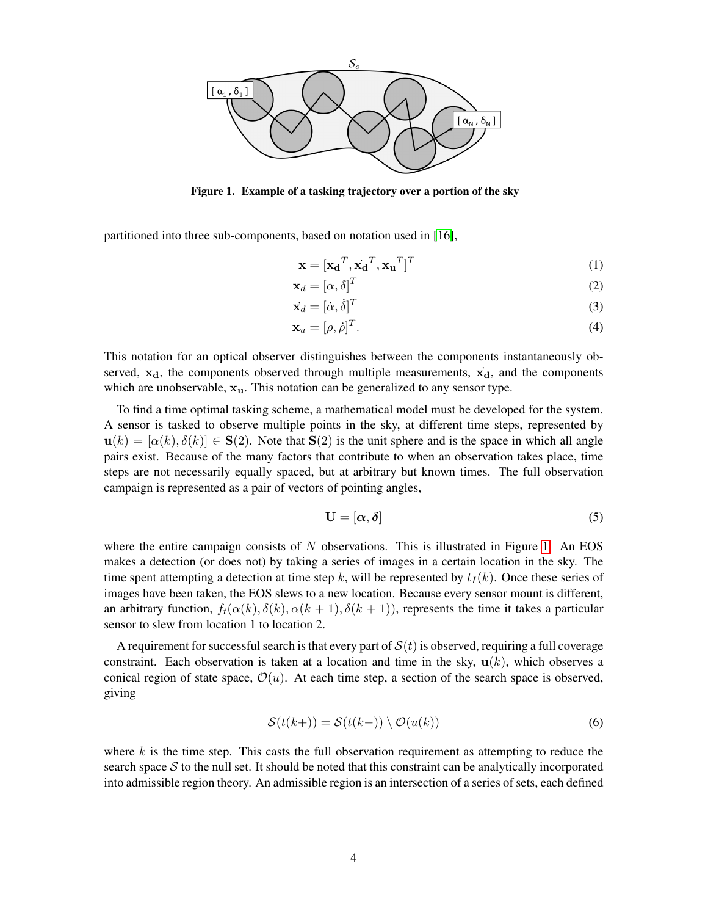Figure 1. Example of a tasking trajectory over a portion of the sky

partitioned into three sub-components, based on notation used in [16],

$$\mathbf{x} = [\mathbf{x_d}^T, \dot{\mathbf{x_d}}^T, \mathbf{x_u}^T]^T \tag{1}$$

$$\mathbf{x}_d = [\alpha, \delta]^T \tag{2}$$

$$\dot{\mathbf{x}_d} = [\dot{\alpha}, \dot{\delta}]^T \tag{3}$$

$$\mathbf{x}_u = [\rho, \dot{\rho}]^T. \tag{4}$$

This notation for an optical observer distinguishes between the components instantaneously observed, $\mathbf{x_d}$, the components observed through multiple measurements, $\dot{\mathbf{x_d}}$, and the components which are unobservable, $\mathbf{x_u}$. This notation can be generalized to any sensor type.

To find a time optimal tasking scheme, a mathematical model must be developed for the system. A sensor is tasked to observe multiple points in the sky, at different time steps, represented by $\mathbf{u}(k) = [\alpha(k), \delta(k)] \in \mathbf{S}(2)$. Note that $\mathbf{S}(2)$ is the unit sphere and is the space in which all angle pairs exist. Because of the many factors that contribute to when an observation takes place, time steps are not necessarily equally spaced, but at arbitrary but known times. The full observation campaign is represented as a pair of vectors of pointing angles,

$$\mathbf{U} = [\boldsymbol{\alpha}, \boldsymbol{\delta}] \tag{5}$$

where the entire campaign consists of $N$ observations. This is illustrated in Figure 1. An EOS makes a detection (or does not) by taking a series of images in a certain location in the sky. The time spent attempting a detection at time step $k$, will be represented by $t_I(k)$. Once these series of images have been taken, the EOS slews to a new location. Because every sensor mount is different, an arbitrary function, $f_t(\alpha(k), \delta(k), \alpha(k+1), \delta(k+1))$, represents the time it takes a particular sensor to slew from location 1 to location 2.

A requirement for successful search is that every part of $\mathcal{S}(t)$ is observed, requiring a full coverage constraint. Each observation is taken at a location and time in the sky, $\mathbf{u}(k)$, which observes a conical region of state space, $\mathcal{O}(u)$. At each time step, a section of the search space is observed, giving

$$\mathcal{S}(t(k+)) = \mathcal{S}(t(k-)) \setminus \mathcal{O}(u(k)) \tag{6}$$

where $k$ is the time step. This casts the full observation requirement as attempting to reduce the search space $\mathcal{S}$ to the null set. It should be noted that this constraint can be analytically incorporated into admissible region theory. An admissible region is an intersection of a series of sets, each defined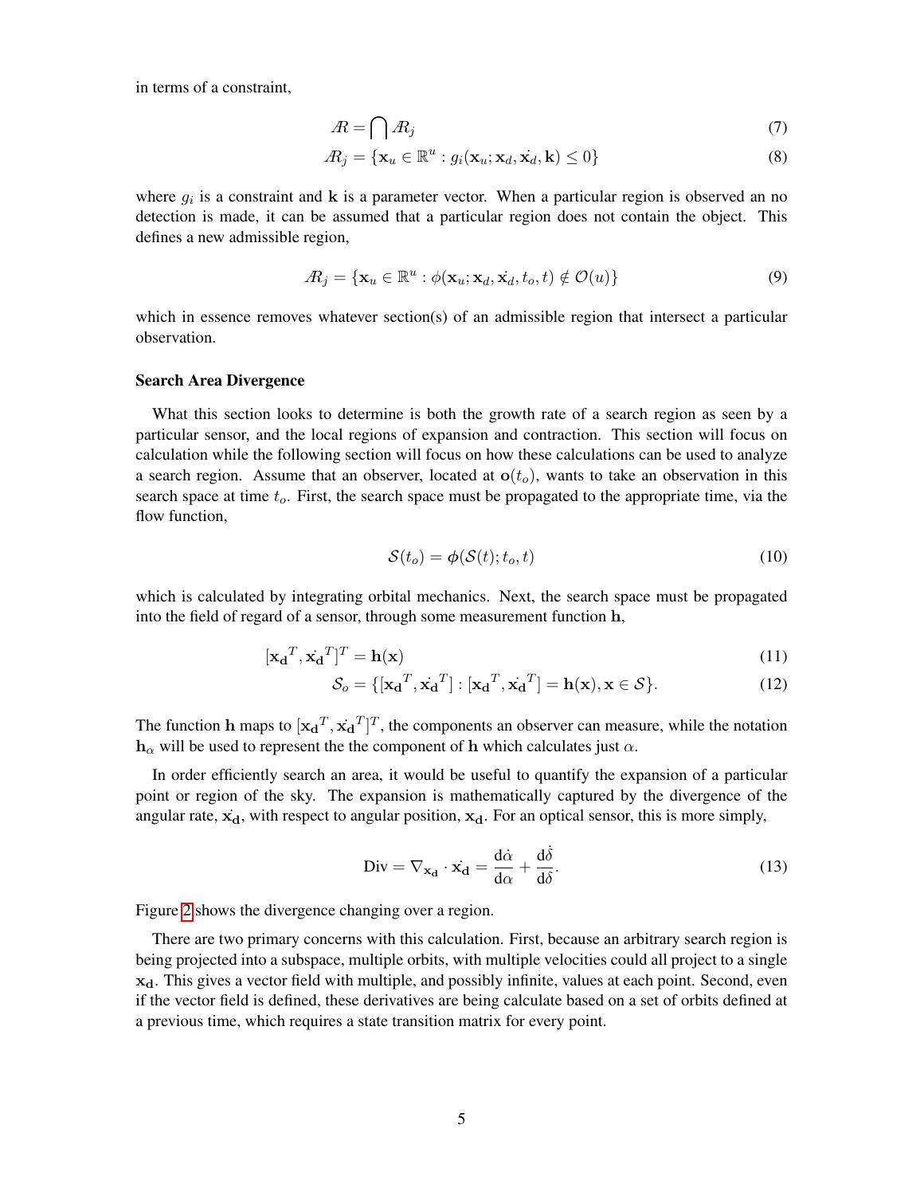in terms of a constraint,

$$\mathcal{R} = \bigcap \mathcal{R}_j \tag{7}$$

$$\mathcal{R}_j = \{\mathbf{x}_u \in \mathbb{R}^u : g_i(\mathbf{x}_u; \mathbf{x}_d, \dot{\mathbf{x}_d}, \mathbf{k}) \leq 0\} \tag{8}$$

where $g_i$ is a constraint and $\mathbf{k}$ is a parameter vector. When a particular region is observed an no detection is made, it can be assumed that a particular region does not contain the object. This defines a new admissible region,

$$\mathcal{R}_j = \{\mathbf{x}_u \in \mathbb{R}^u : \phi(\mathbf{x}_u; \mathbf{x}_d, \dot{\mathbf{x}_d}, t_o, t) \notin \mathcal{O}(u)\} \tag{9}$$

which in essence removes whatever section(s) of an admissible region that intersect a particular observation.

**Search Area Divergence**

What this section looks to determine is both the growth rate of a search region as seen by a particular sensor, and the local regions of expansion and contraction. This section will focus on calculation while the following section will focus on how these calculations can be used to analyze a search region. Assume that an observer, located at $\mathbf{o}(t_o)$, wants to take an observation in this search space at time $t_o$. First, the search space must be propagated to the appropriate time, via the flow function,

$$\mathcal{S}(t_o) = \boldsymbol{\phi}(\mathcal{S}(t); t_o, t) \tag{10}$$

which is calculated by integrating orbital mechanics. Next, the search space must be propagated into the field of regard of a sensor, through some measurement function $\mathbf{h}$,

$$[\mathbf{x_d}^T, \dot{\mathbf{x_d}}^T]^T = \mathbf{h}(\mathbf{x}) \tag{11}$$

$$\mathcal{S}_o = \{[\mathbf{x_d}^T, \dot{\mathbf{x_d}}^T] : [\mathbf{x_d}^T, \dot{\mathbf{x_d}}^T] = \mathbf{h}(\mathbf{x}), \mathbf{x} \in \mathcal{S}\}. \tag{12}$$

The function $\mathbf{h}$ maps to $[\mathbf{x_d}^T, \dot{\mathbf{x_d}}^T]^T$, the components an observer can measure, while the notation $\mathbf{h}_\alpha$ will be used to represent the the component of $\mathbf{h}$ which calculates just $\alpha$.

In order efficiently search an area, it would be useful to quantify the expansion of a particular point or region of the sky. The expansion is mathematically captured by the divergence of the angular rate, $\dot{\mathbf{x_d}}$, with respect to angular position, $\mathbf{x_d}$. For an optical sensor, this is more simply,

$$\text{Div} = \nabla_{\mathbf{x_d}} \cdot \dot{\mathbf{x_d}} = \frac{\mathrm{d}\dot{\alpha}}{\mathrm{d}\alpha} + \frac{\mathrm{d}\dot{\delta}}{\mathrm{d}\delta}. \tag{13}$$

Figure 2 shows the divergence changing over a region.

There are two primary concerns with this calculation. First, because an arbitrary search region is being projected into a subspace, multiple orbits, with multiple velocities could all project to a single $\mathbf{x_d}$. This gives a vector field with multiple, and possibly infinite, values at each point. Second, even if the vector field is defined, these derivatives are being calculate based on a set of orbits defined at a previous time, which requires a state transition matrix for every point.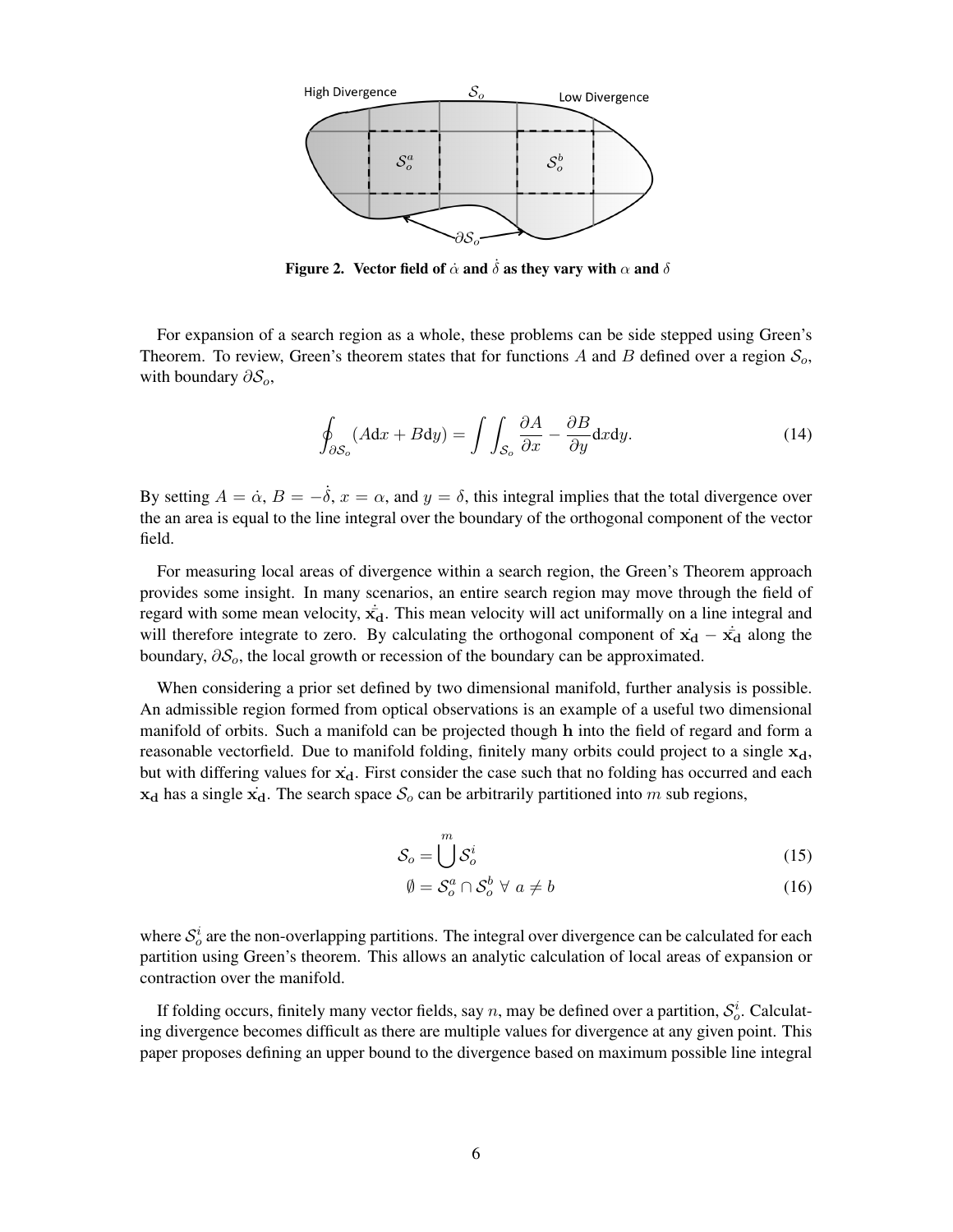**Figure 2. Vector field of $\dot{\alpha}$ and $\dot{\delta}$ as they vary with $\alpha$ and $\delta$**

For expansion of a search region as a whole, these problems can be side stepped using Green's Theorem. To review, Green's theorem states that for functions $A$ and $B$ defined over a region $\mathcal{S}_o$, with boundary $\partial\mathcal{S}_o$,

$$\oint_{\partial\mathcal{S}_o} (A\mathrm{d}x + B\mathrm{d}y) = \int\int_{\mathcal{S}_o} \frac{\partial A}{\partial x} - \frac{\partial B}{\partial y}\mathrm{d}x\mathrm{d}y. \tag{14}$$

By setting $A = \dot{\alpha}$, $B = -\dot{\delta}$, $x = \alpha$, and $y = \delta$, this integral implies that the total divergence over the an area is equal to the line integral over the boundary of the orthogonal component of the vector field.

For measuring local areas of divergence within a search region, the Green's Theorem approach provides some insight. In many scenarios, an entire search region may move through the field of regard with some mean velocity, $\bar{\dot{\mathbf{x}}}_{\mathbf{d}}$. This mean velocity will act uniformally on a line integral and will therefore integrate to zero. By calculating the orthogonal component of $\dot{\mathbf{x}}_{\mathbf{d}} - \bar{\dot{\mathbf{x}}}_{\mathbf{d}}$ along the boundary, $\partial\mathcal{S}_o$, the local growth or recession of the boundary can be approximated.

When considering a prior set defined by two dimensional manifold, further analysis is possible. An admissible region formed from optical observations is an example of a useful two dimensional manifold of orbits. Such a manifold can be projected though $\mathbf{h}$ into the field of regard and form a reasonable vectorfield. Due to manifold folding, finitely many orbits could project to a single $\mathbf{x}_{\mathbf{d}}$, but with differing values for $\dot{\mathbf{x}}_{\mathbf{d}}$. First consider the case such that no folding has occurred and each $\mathbf{x}_{\mathbf{d}}$ has a single $\dot{\mathbf{x}}_{\mathbf{d}}$. The search space $\mathcal{S}_o$ can be arbitrarily partitioned into $m$ sub regions,

$$\mathcal{S}_o = \bigcup^{m} \mathcal{S}_o^i \tag{15}$$

$$\emptyset = \mathcal{S}_o^a \cap \mathcal{S}_o^b \;\forall\; a \neq b \tag{16}$$

where $\mathcal{S}_o^i$ are the non-overlapping partitions. The integral over divergence can be calculated for each partition using Green's theorem. This allows an analytic calculation of local areas of expansion or contraction over the manifold.

If folding occurs, finitely many vector fields, say $n$, may be defined over a partition, $\mathcal{S}_o^i$. Calculating divergence becomes difficult as there are multiple values for divergence at any given point. This paper proposes defining an upper bound to the divergence based on maximum possible line integral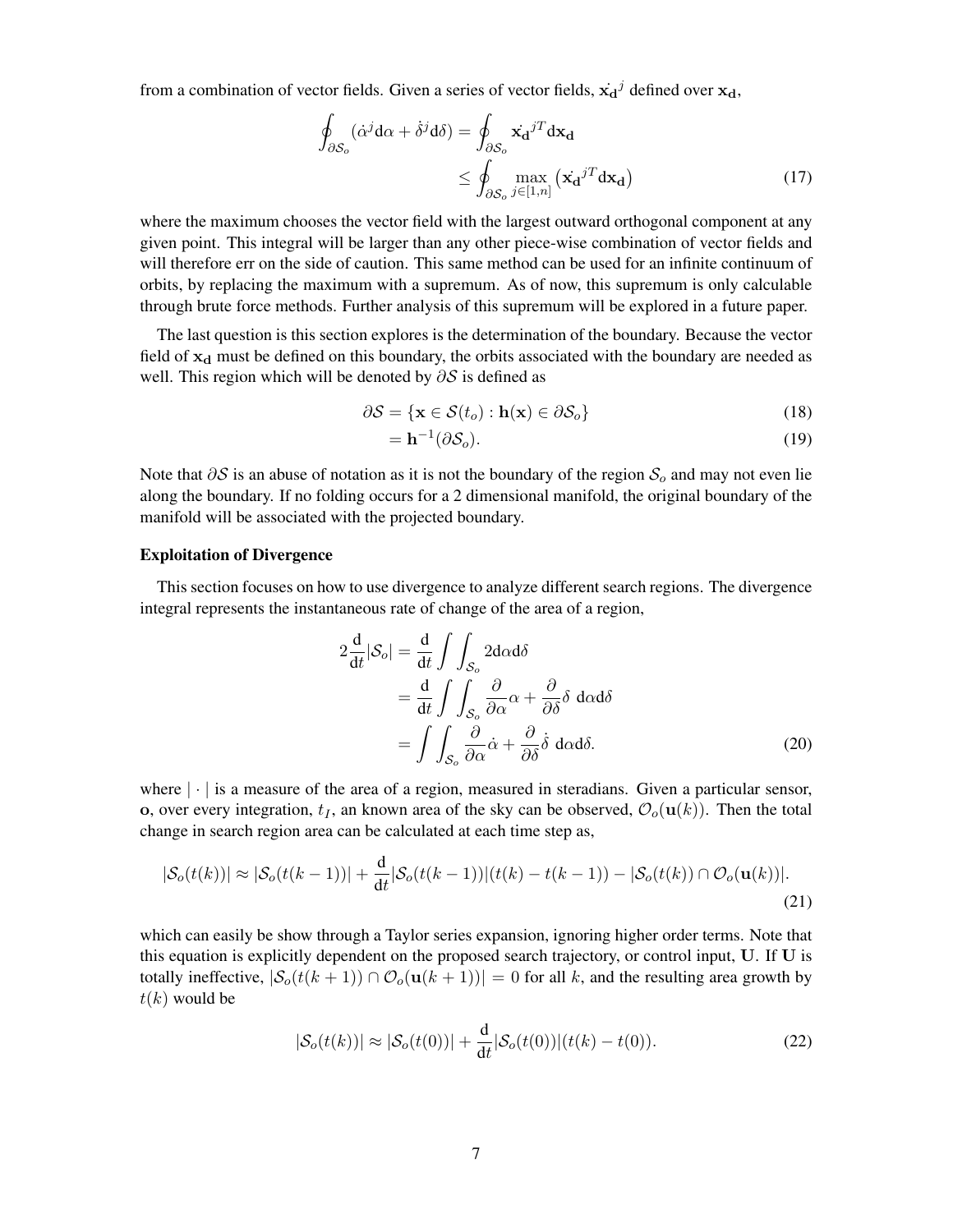from a combination of vector fields. Given a series of vector fields, $\dot{\mathbf{x_d}}^j$ defined over $\mathbf{x_d}$,

$$
\begin{aligned}
\oint_{\partial \mathcal{S}_o} (\dot{\alpha}^j \mathrm{d}\alpha + \dot{\delta}^j \mathrm{d}\delta) &= \oint_{\partial \mathcal{S}_o} \dot{\mathbf{x_d}}^{jT} \mathrm{d}\mathbf{x_d} \\
&\leq \oint_{\partial \mathcal{S}_o} \max_{j \in [1,n]} \left( \dot{\mathbf{x_d}}^{jT} \mathrm{d}\mathbf{x_d} \right)
\end{aligned} \tag{17}
$$

where the maximum chooses the vector field with the largest outward orthogonal component at any given point. This integral will be larger than any other piece-wise combination of vector fields and will therefore err on the side of caution. This same method can be used for an infinite continuum of orbits, by replacing the maximum with a supremum. As of now, this supremum is only calculable through brute force methods. Further analysis of this supremum will be explored in a future paper.

The last question is this section explores is the determination of the boundary. Because the vector field of $\mathbf{x_d}$ must be defined on this boundary, the orbits associated with the boundary are needed as well. This region which will be denoted by $\partial \mathcal{S}$ is defined as

$$
\partial \mathcal{S} = \{ \mathbf{x} \in \mathcal{S}(t_o) : \mathbf{h}(\mathbf{x}) \in \partial \mathcal{S}_o \} \tag{18}
$$

$$
= \mathbf{h}^{-1}(\partial \mathcal{S}_o). \tag{19}
$$

Note that $\partial \mathcal{S}$ is an abuse of notation as it is not the boundary of the region $\mathcal{S}_o$ and may not even lie along the boundary. If no folding occurs for a 2 dimensional manifold, the original boundary of the manifold will be associated with the projected boundary.

**Exploitation of Divergence**

This section focuses on how to use divergence to analyze different search regions. The divergence integral represents the instantaneous rate of change of the area of a region,

$$
\begin{aligned}
2 \frac{\mathrm{d}}{\mathrm{d}t} |\mathcal{S}_o| &= \frac{\mathrm{d}}{\mathrm{d}t} \int \int_{\mathcal{S}_o} 2 \mathrm{d}\alpha \mathrm{d}\delta \\
&= \frac{\mathrm{d}}{\mathrm{d}t} \int \int_{\mathcal{S}_o} \frac{\partial}{\partial \alpha} \alpha + \frac{\partial}{\partial \delta} \delta \ \mathrm{d}\alpha \mathrm{d}\delta \\
&= \int \int_{\mathcal{S}_o} \frac{\partial}{\partial \alpha} \dot{\alpha} + \frac{\partial}{\partial \delta} \dot{\delta} \ \mathrm{d}\alpha \mathrm{d}\delta.
\end{aligned} \tag{20}
$$

where $| \cdot |$ is a measure of the area of a region, measured in steradians. Given a particular sensor, $\mathbf{o}$, over every integration, $t_I$, an known area of the sky can be observed, $\mathcal{O}_o(\mathbf{u}(k))$. Then the total change in search region area can be calculated at each time step as,

$$
|\mathcal{S}_o(t(k))| \approx |\mathcal{S}_o(t(k-1))| + \frac{\mathrm{d}}{\mathrm{d}t} |\mathcal{S}_o(t(k-1))| (t(k) - t(k-1)) - |\mathcal{S}_o(t(k)) \cap \mathcal{O}_o(\mathbf{u}(k))|. \tag{21}
$$

which can easily be show through a Taylor series expansion, ignoring higher order terms. Note that this equation is explicitly dependent on the proposed search trajectory, or control input, $\mathbf{U}$. If $\mathbf{U}$ is totally ineffective, $|\mathcal{S}_o(t(k+1)) \cap \mathcal{O}_o(\mathbf{u}(k+1))| = 0$ for all $k$, and the resulting area growth by $t(k)$ would be

$$
|\mathcal{S}_o(t(k))| \approx |\mathcal{S}_o(t(0))| + \frac{\mathrm{d}}{\mathrm{d}t} |\mathcal{S}_o(t(0))| (t(k) - t(0)). \tag{22}
$$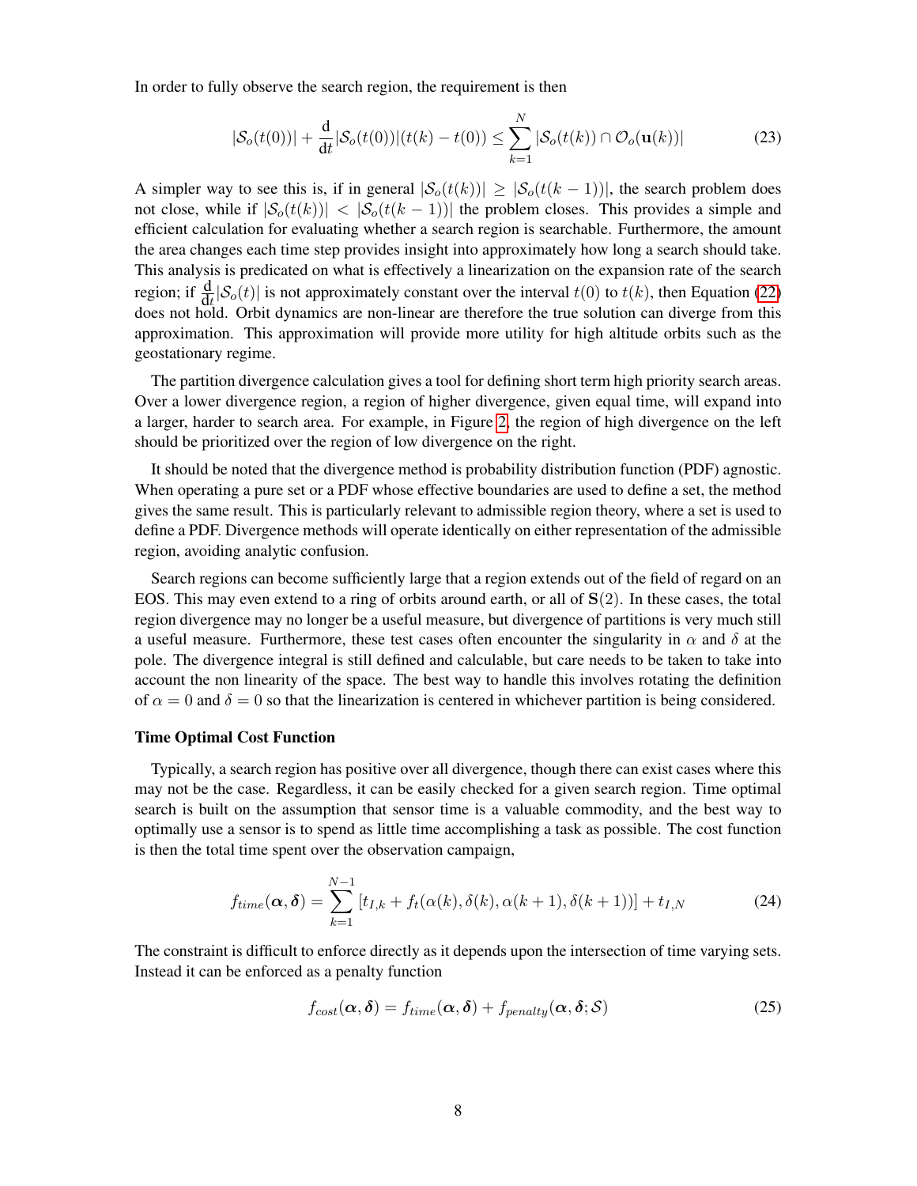In order to fully observe the search region, the requirement is then

$$|\mathcal{S}_o(t(0))| + \frac{\mathrm{d}}{\mathrm{d}t}|\mathcal{S}_o(t(0))|(t(k) - t(0)) \leq \sum_{k=1}^{N} |\mathcal{S}_o(t(k)) \cap \mathcal{O}_o(\mathbf{u}(k))| \tag{23}$$

A simpler way to see this is, if in general $|\mathcal{S}_o(t(k))| \geq |\mathcal{S}_o(t(k-1))|$, the search problem does not close, while if $|\mathcal{S}_o(t(k))| < |\mathcal{S}_o(t(k-1))|$ the problem closes. This provides a simple and efficient calculation for evaluating whether a search region is searchable. Furthermore, the amount the area changes each time step provides insight into approximately how long a search should take. This analysis is predicated on what is effectively a linearization on the expansion rate of the search region; if $\frac{\mathrm{d}}{\mathrm{d}t}|\mathcal{S}_o(t)|$ is not approximately constant over the interval $t(0)$ to $t(k)$, then Equation (22) does not hold. Orbit dynamics are non-linear are therefore the true solution can diverge from this approximation. This approximation will provide more utility for high altitude orbits such as the geostationary regime.

The partition divergence calculation gives a tool for defining short term high priority search areas. Over a lower divergence region, a region of higher divergence, given equal time, will expand into a larger, harder to search area. For example, in Figure 2, the region of high divergence on the left should be prioritized over the region of low divergence on the right.

It should be noted that the divergence method is probability distribution function (PDF) agnostic. When operating a pure set or a PDF whose effective boundaries are used to define a set, the method gives the same result. This is particularly relevant to admissible region theory, where a set is used to define a PDF. Divergence methods will operate identically on either representation of the admissible region, avoiding analytic confusion.

Search regions can become sufficiently large that a region extends out of the field of regard on an EOS. This may even extend to a ring of orbits around earth, or all of $\mathbf{S}(2)$. In these cases, the total region divergence may no longer be a useful measure, but divergence of partitions is very much still a useful measure. Furthermore, these test cases often encounter the singularity in $\alpha$ and $\delta$ at the pole. The divergence integral is still defined and calculable, but care needs to be taken to take into account the non linearity of the space. The best way to handle this involves rotating the definition of $\alpha = 0$ and $\delta = 0$ so that the linearization is centered in whichever partition is being considered.

**Time Optimal Cost Function**

Typically, a search region has positive over all divergence, though there can exist cases where this may not be the case. Regardless, it can be easily checked for a given search region. Time optimal search is built on the assumption that sensor time is a valuable commodity, and the best way to optimally use a sensor is to spend as little time accomplishing a task as possible. The cost function is then the total time spent over the observation campaign,

$$f_{time}(\boldsymbol{\alpha}, \boldsymbol{\delta}) = \sum_{k=1}^{N-1} \left[t_{I,k} + f_t(\alpha(k), \delta(k), \alpha(k+1), \delta(k+1))\right] + t_{I,N} \tag{24}$$

The constraint is difficult to enforce directly as it depends upon the intersection of time varying sets. Instead it can be enforced as a penalty function

$$f_{cost}(\boldsymbol{\alpha}, \boldsymbol{\delta}) = f_{time}(\boldsymbol{\alpha}, \boldsymbol{\delta}) + f_{penalty}(\boldsymbol{\alpha}, \boldsymbol{\delta}; \mathcal{S}) \tag{25}$$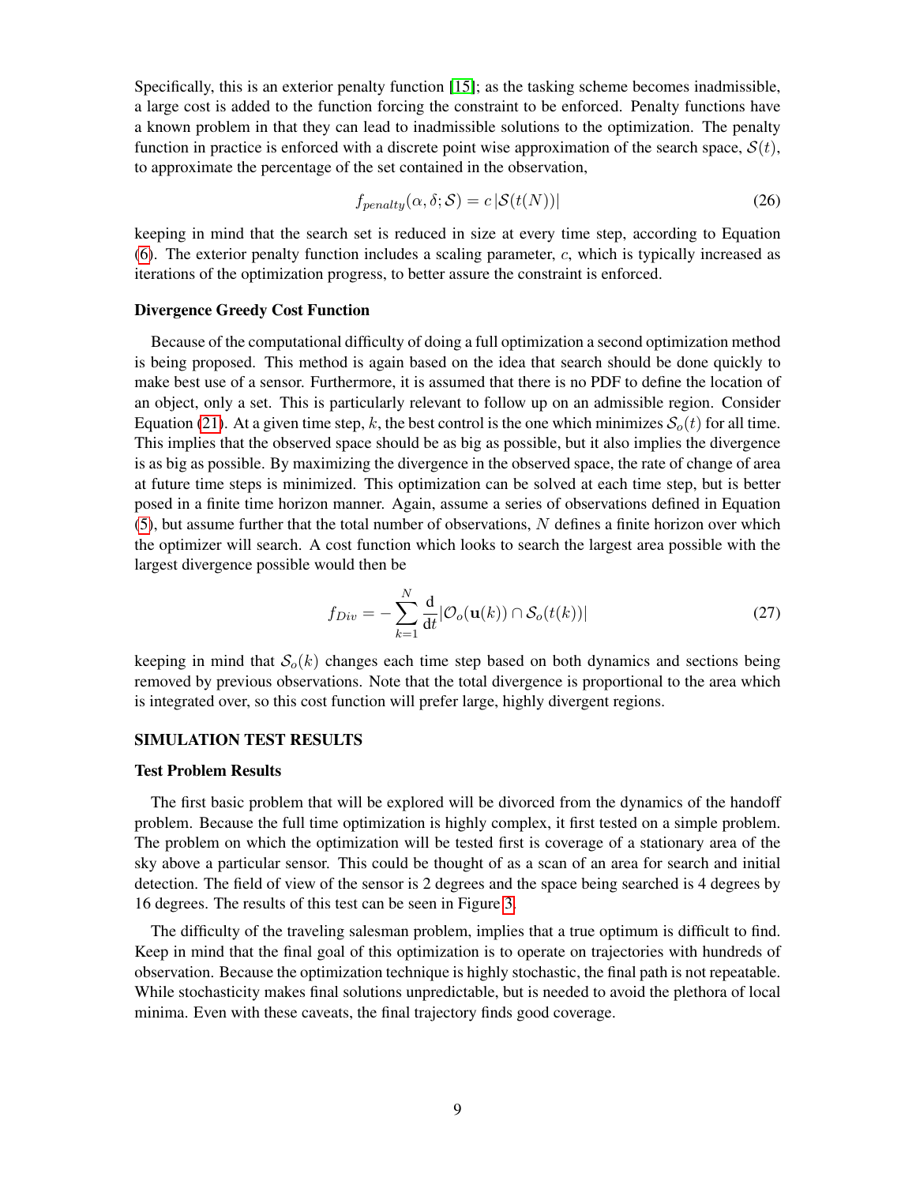Specifically, this is an exterior penalty function [15]; as the tasking scheme becomes inadmissible, a large cost is added to the function forcing the constraint to be enforced. Penalty functions have a known problem in that they can lead to inadmissible solutions to the optimization. The penalty function in practice is enforced with a discrete point wise approximation of the search space, $\mathcal{S}(t)$, to approximate the percentage of the set contained in the observation,

$$f_{penalty}(\alpha, \delta; \mathcal{S}) = c\,|\mathcal{S}(t(N))| \tag{26}$$

keeping in mind that the search set is reduced in size at every time step, according to Equation (6). The exterior penalty function includes a scaling parameter, $c$, which is typically increased as iterations of the optimization progress, to better assure the constraint is enforced.

### Divergence Greedy Cost Function

Because of the computational difficulty of doing a full optimization a second optimization method is being proposed. This method is again based on the idea that search should be done quickly to make best use of a sensor. Furthermore, it is assumed that there is no PDF to define the location of an object, only a set. This is particularly relevant to follow up on an admissible region. Consider Equation (21). At a given time step, $k$, the best control is the one which minimizes $\mathcal{S}_o(t)$ for all time. This implies that the observed space should be as big as possible, but it also implies the divergence is as big as possible. By maximizing the divergence in the observed space, the rate of change of area at future time steps is minimized. This optimization can be solved at each time step, but is better posed in a finite time horizon manner. Again, assume a series of observations defined in Equation (5), but assume further that the total number of observations, $N$ defines a finite horizon over which the optimizer will search. A cost function which looks to search the largest area possible with the largest divergence possible would then be

$$f_{Div} = -\sum_{k=1}^{N} \frac{\mathrm{d}}{\mathrm{d}t} |\mathcal{O}_o(\mathbf{u}(k)) \cap \mathcal{S}_o(t(k))| \tag{27}$$

keeping in mind that $\mathcal{S}_o(k)$ changes each time step based on both dynamics and sections being removed by previous observations. Note that the total divergence is proportional to the area which is integrated over, so this cost function will prefer large, highly divergent regions.

## SIMULATION TEST RESULTS

### Test Problem Results

The first basic problem that will be explored will be divorced from the dynamics of the handoff problem. Because the full time optimization is highly complex, it first tested on a simple problem. The problem on which the optimization will be tested first is coverage of a stationary area of the sky above a particular sensor. This could be thought of as a scan of an area for search and initial detection. The field of view of the sensor is 2 degrees and the space being searched is 4 degrees by 16 degrees. The results of this test can be seen in Figure 3.

The difficulty of the traveling salesman problem, implies that a true optimum is difficult to find. Keep in mind that the final goal of this optimization is to operate on trajectories with hundreds of observation. Because the optimization technique is highly stochastic, the final path is not repeatable. While stochasticity makes final solutions unpredictable, but is needed to avoid the plethora of local minima. Even with these caveats, the final trajectory finds good coverage.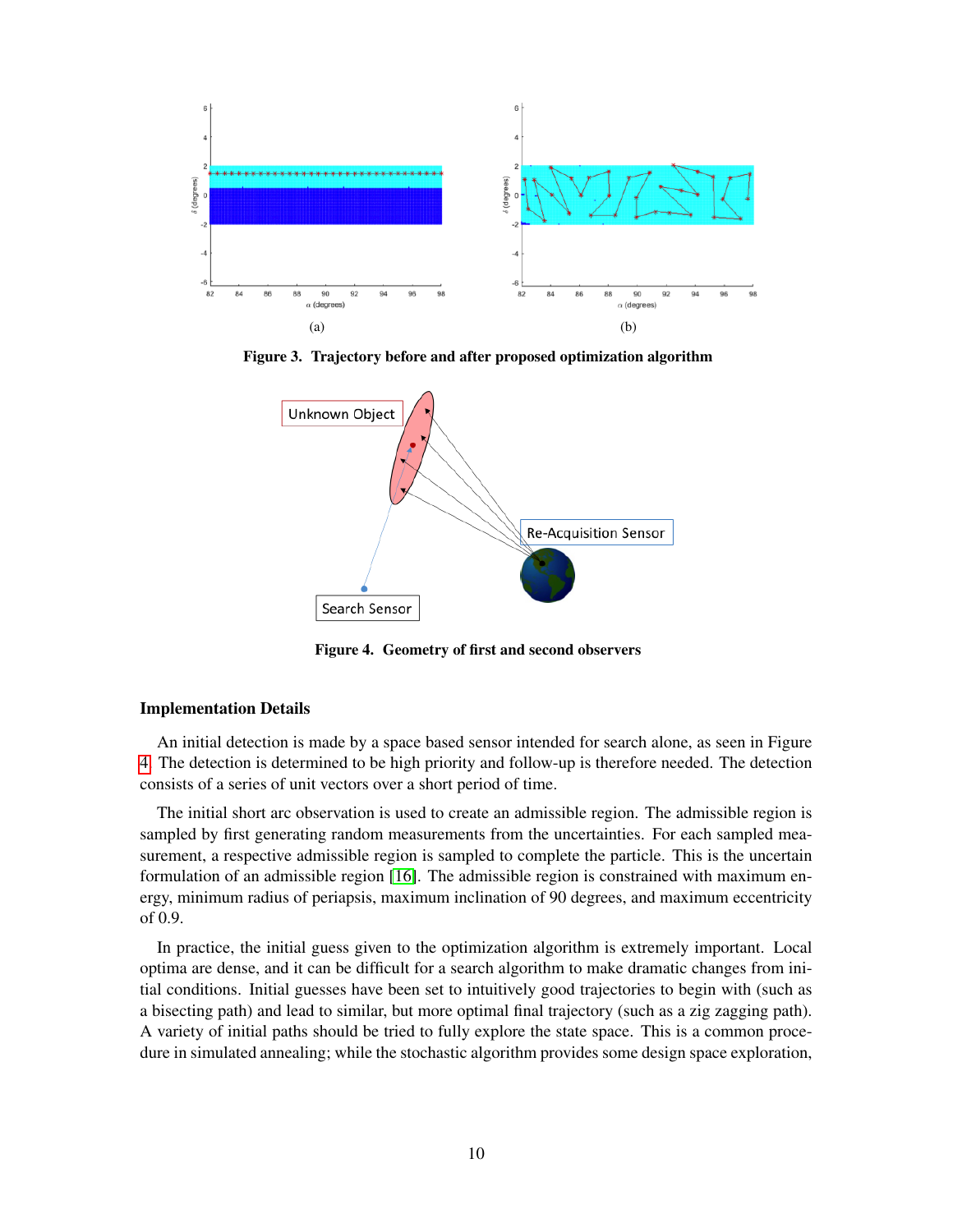(a)

(b)

**Figure 3. Trajectory before and after proposed optimization algorithm**

**Figure 4. Geometry of first and second observers**

### Implementation Details

An initial detection is made by a space based sensor intended for search alone, as seen in Figure 4. The detection is determined to be high priority and follow-up is therefore needed. The detection consists of a series of unit vectors over a short period of time.

The initial short arc observation is used to create an admissible region. The admissible region is sampled by first generating random measurements from the uncertainties. For each sampled measurement, a respective admissible region is sampled to complete the particle. This is the uncertain formulation of an admissible region [16]. The admissible region is constrained with maximum energy, minimum radius of periapsis, maximum inclination of 90 degrees, and maximum eccentricity of 0.9.

In practice, the initial guess given to the optimization algorithm is extremely important. Local optima are dense, and it can be difficult for a search algorithm to make dramatic changes from initial conditions. Initial guesses have been set to intuitively good trajectories to begin with (such as a bisecting path) and lead to similar, but more optimal final trajectory (such as a zig zagging path). A variety of initial paths should be tried to fully explore the state space. This is a common procedure in simulated annealing; while the stochastic algorithm provides some design space exploration,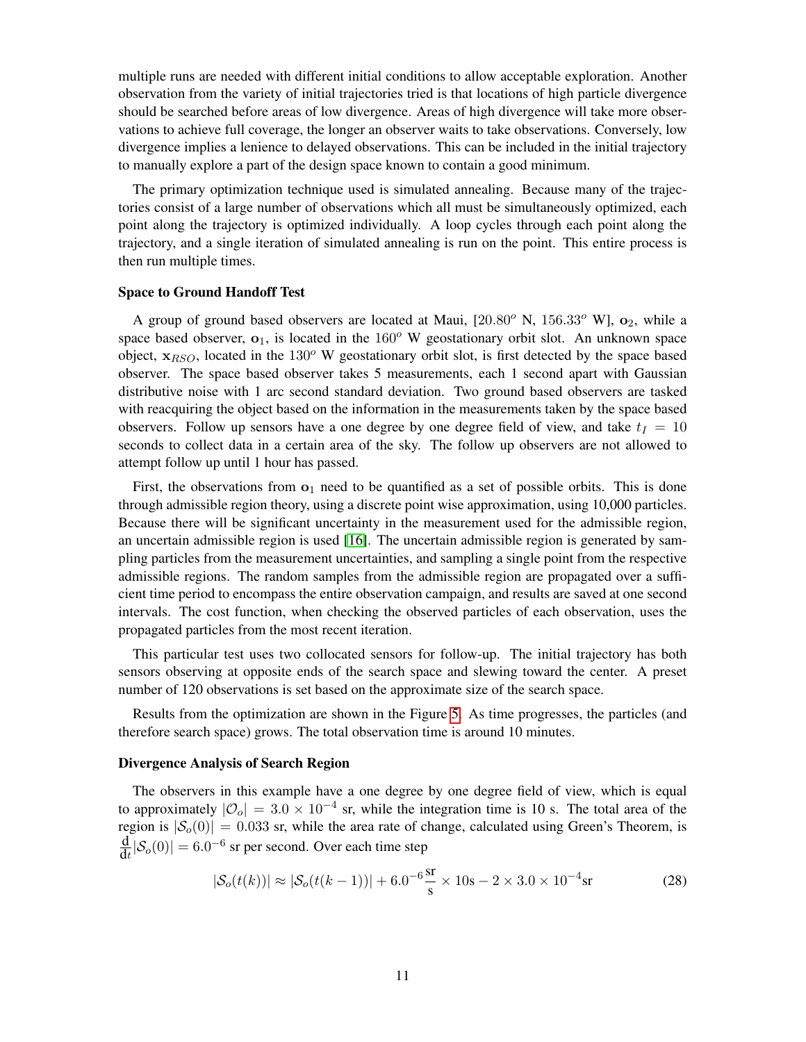multiple runs are needed with different initial conditions to allow acceptable exploration. Another observation from the variety of initial trajectories tried is that locations of high particle divergence should be searched before areas of low divergence. Areas of high divergence will take more observations to achieve full coverage, the longer an observer waits to take observations. Conversely, low divergence implies a lenience to delayed observations. This can be included in the initial trajectory to manually explore a part of the design space known to contain a good minimum.

The primary optimization technique used is simulated annealing. Because many of the trajectories consist of a large number of observations which all must be simultaneously optimized, each point along the trajectory is optimized individually. A loop cycles through each point along the trajectory, and a single iteration of simulated annealing is run on the point. This entire process is then run multiple times.

### Space to Ground Handoff Test

A group of ground based observers are located at Maui, [$20.80^o$ N, $156.33^o$ W], $\mathbf{o}_2$, while a space based observer, $\mathbf{o}_1$, is located in the $160^o$ W geostationary orbit slot. An unknown space object, $\mathbf{x}_{RSO}$, located in the $130^o$ W geostationary orbit slot, is first detected by the space based observer. The space based observer takes 5 measurements, each 1 second apart with Gaussian distributive noise with 1 arc second standard deviation. Two ground based observers are tasked with reacquiring the object based on the information in the measurements taken by the space based observers. Follow up sensors have a one degree by one degree field of view, and take $t_I = 10$ seconds to collect data in a certain area of the sky. The follow up observers are not allowed to attempt follow up until 1 hour has passed.

First, the observations from $\mathbf{o}_1$ need to be quantified as a set of possible orbits. This is done through admissible region theory, using a discrete point wise approximation, using 10,000 particles. Because there will be significant uncertainty in the measurement used for the admissible region, an uncertain admissible region is used [16]. The uncertain admissible region is generated by sampling particles from the measurement uncertainties, and sampling a single point from the respective admissible regions. The random samples from the admissible region are propagated over a sufficient time period to encompass the entire observation campaign, and results are saved at one second intervals. The cost function, when checking the observed particles of each observation, uses the propagated particles from the most recent iteration.

This particular test uses two collocated sensors for follow-up. The initial trajectory has both sensors observing at opposite ends of the search space and slewing toward the center. A preset number of 120 observations is set based on the approximate size of the search space.

Results from the optimization are shown in the Figure 5. As time progresses, the particles (and therefore search space) grows. The total observation time is around 10 minutes.

### Divergence Analysis of Search Region

The observers in this example have a one degree by one degree field of view, which is equal to approximately $|\mathcal{O}_o| = 3.0 \times 10^{-4}$ sr, while the integration time is 10 s. The total area of the region is $|\mathcal{S}_o(0)| = 0.033$ sr, while the area rate of change, calculated using Green's Theorem, is $\frac{\mathrm{d}}{\mathrm{d}t}|\mathcal{S}_o(0)| = 6.0^{-6}$ sr per second. Over each time step

$$|\mathcal{S}_o(t(k))| \approx |\mathcal{S}_o(t(k-1))| + 6.0^{-6}\frac{\mathrm{sr}}{\mathrm{s}} \times 10\mathrm{s} - 2 \times 3.0 \times 10^{-4}\mathrm{sr} \tag{28}$$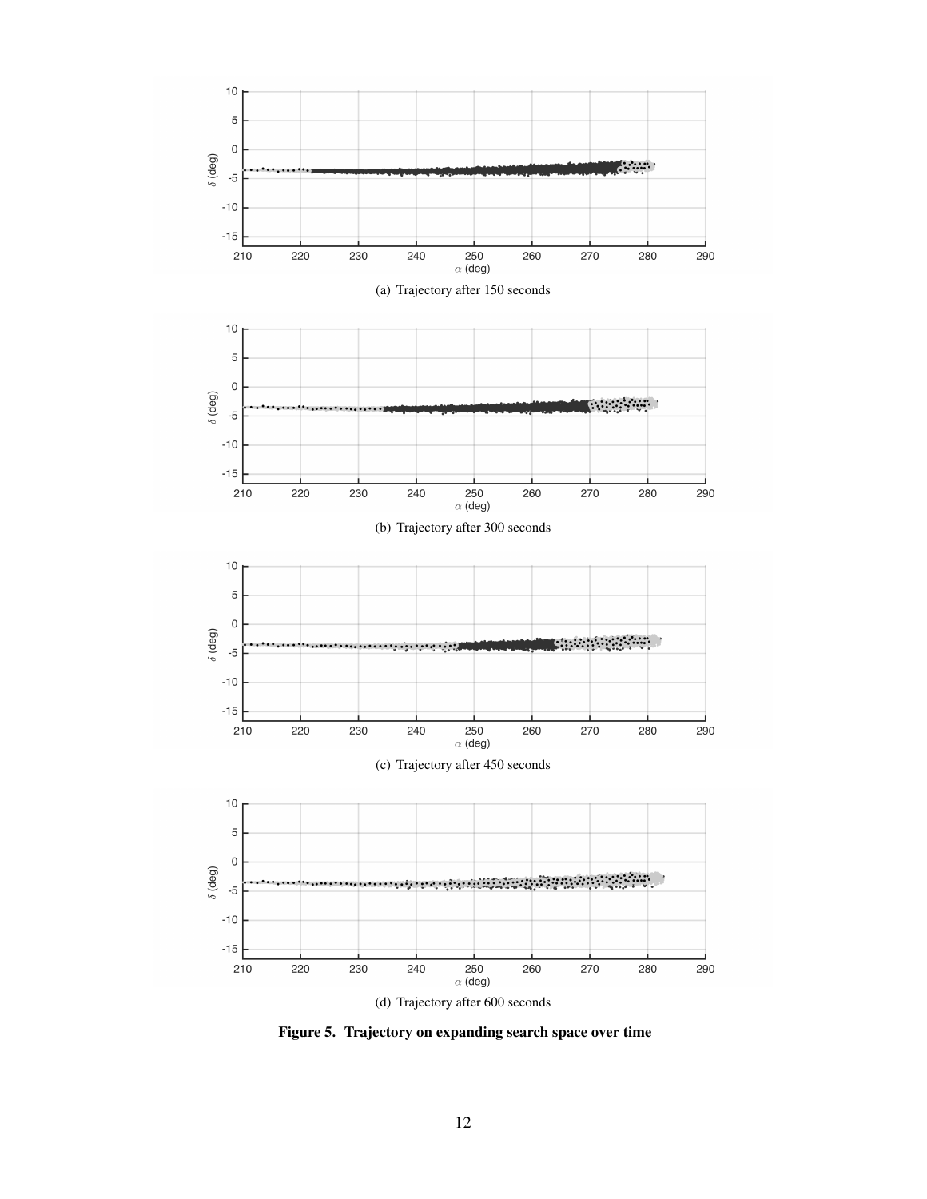(a) Trajectory after 150 seconds

(b) Trajectory after 300 seconds

(c) Trajectory after 450 seconds

(d) Trajectory after 600 seconds

**Figure 5. Trajectory on expanding search space over time**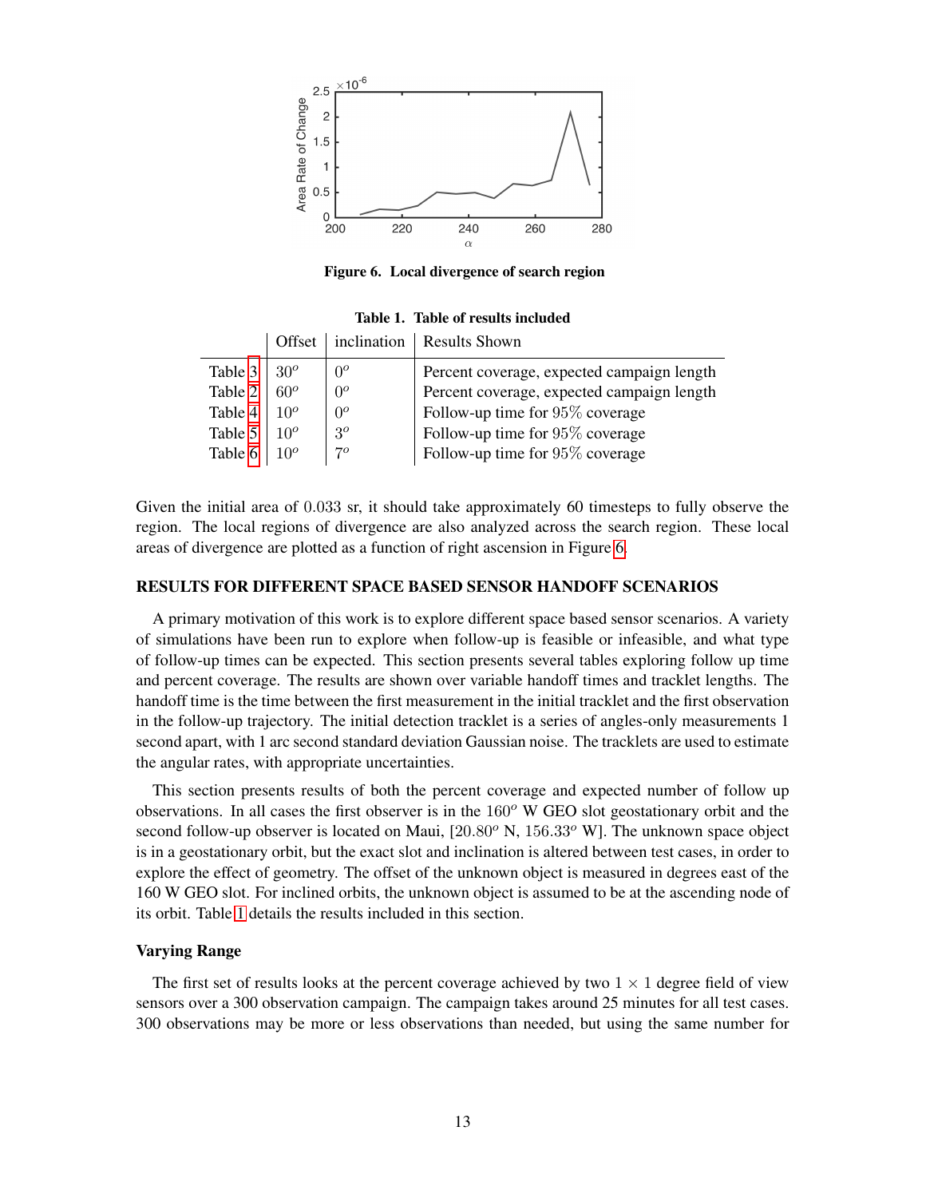Figure 6. Local divergence of search region

Table 1. Table of results included

| | Offset | inclination | Results Shown |
|---|---|---|---|
| Table 3 | $30^o$ | $0^o$ | Percent coverage, expected campaign length |
| Table 2 | $60^o$ | $0^o$ | Percent coverage, expected campaign length |
| Table 4 | $10^o$ | $0^o$ | Follow-up time for 95% coverage |
| Table 5 | $10^o$ | $3^o$ | Follow-up time for 95% coverage |
| Table 6 | $10^o$ | $7^o$ | Follow-up time for 95% coverage |

Given the initial area of 0.033 sr, it should take approximately 60 timesteps to fully observe the region. The local regions of divergence are also analyzed across the search region. These local areas of divergence are plotted as a function of right ascension in Figure 6.

## RESULTS FOR DIFFERENT SPACE BASED SENSOR HANDOFF SCENARIOS

A primary motivation of this work is to explore different space based sensor scenarios. A variety of simulations have been run to explore when follow-up is feasible or infeasible, and what type of follow-up times can be expected. This section presents several tables exploring follow up time and percent coverage. The results are shown over variable handoff times and tracklet lengths. The handoff time is the time between the first measurement in the initial tracklet and the first observation in the follow-up trajectory. The initial detection tracklet is a series of angles-only measurements 1 second apart, with 1 arc second standard deviation Gaussian noise. The tracklets are used to estimate the angular rates, with appropriate uncertainties.

This section presents results of both the percent coverage and expected number of follow up observations. In all cases the first observer is in the $160^o$ W GEO slot geostationary orbit and the second follow-up observer is located on Maui, $[20.80^o$ N, $156.33^o$ W$]$. The unknown space object is in a geostationary orbit, but the exact slot and inclination is altered between test cases, in order to explore the effect of geometry. The offset of the unknown object is measured in degrees east of the 160 W GEO slot. For inclined orbits, the unknown object is assumed to be at the ascending node of its orbit. Table 1 details the results included in this section.

### Varying Range

The first set of results looks at the percent coverage achieved by two $1 \times 1$ degree field of view sensors over a 300 observation campaign. The campaign takes around 25 minutes for all test cases. 300 observations may be more or less observations than needed, but using the same number for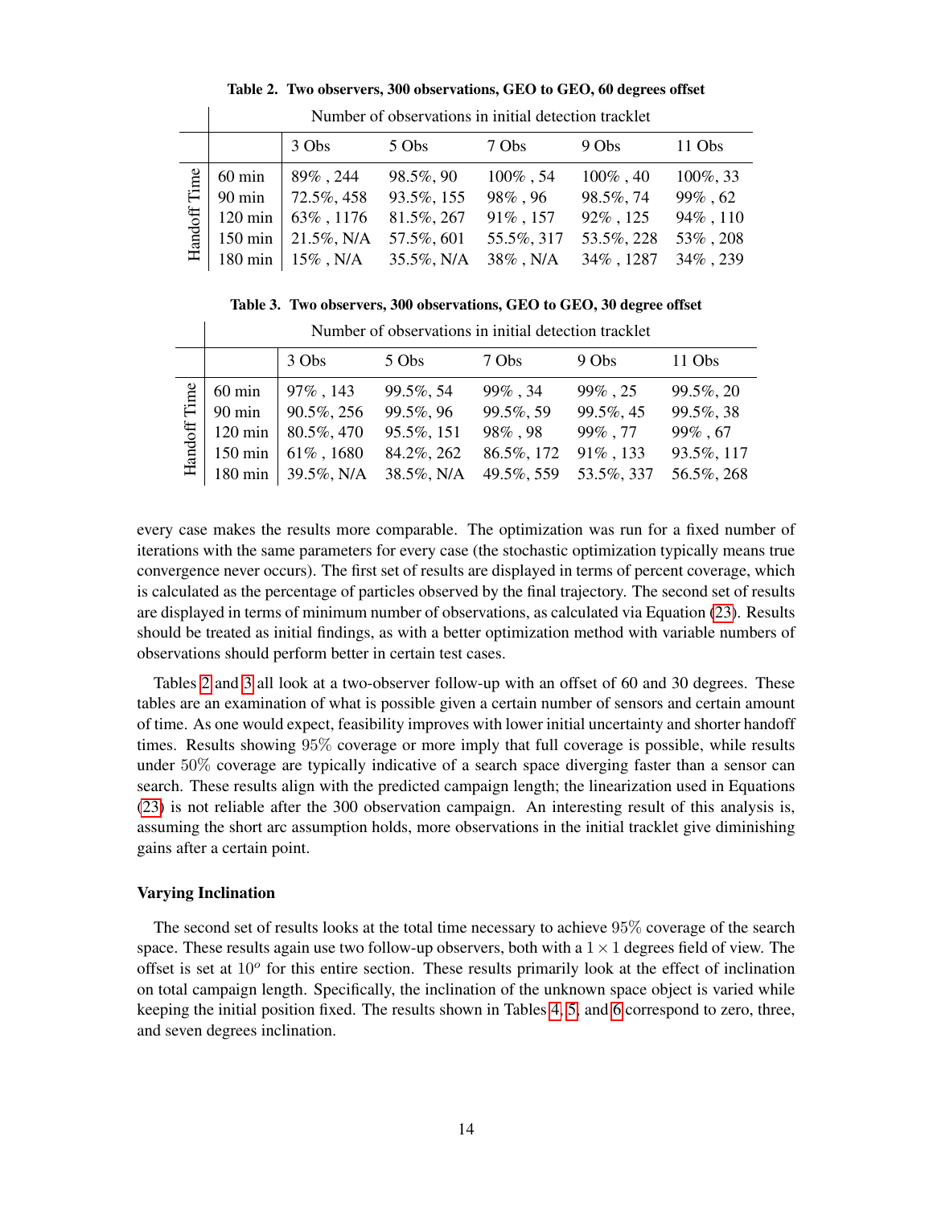**Table 2. Two observers, 300 observations, GEO to GEO, 60 degrees offset**

| | | Number of observations in initial detection tracklet | | | | |
|---|---|---|---|---|---|---|
| | | 3 Obs | 5 Obs | 7 Obs | 9 Obs | 11 Obs |
| Handoff Time | 60 min | 89% , 244 | 98.5%, 90 | 100% , 54 | 100% , 40 | 100%, 33 |
| | 90 min | 72.5%, 458 | 93.5%, 155 | 98% , 96 | 98.5%, 74 | 99% , 62 |
| | 120 min | 63% , 1176 | 81.5%, 267 | 91% , 157 | 92% , 125 | 94% , 110 |
| | 150 min | 21.5%, N/A | 57.5%, 601 | 55.5%, 317 | 53.5%, 228 | 53% , 208 |
| | 180 min | 15% , N/A | 35.5%, N/A | 38% , N/A | 34% , 1287 | 34% , 239 |

**Table 3. Two observers, 300 observations, GEO to GEO, 30 degree offset**

| | | Number of observations in initial detection tracklet | | | | |
|---|---|---|---|---|---|---|
| | | 3 Obs | 5 Obs | 7 Obs | 9 Obs | 11 Obs |
| Handoff Time | 60 min | 97% , 143 | 99.5%, 54 | 99% , 34 | 99% , 25 | 99.5%, 20 |
| | 90 min | 90.5%, 256 | 99.5%, 96 | 99.5%, 59 | 99.5%, 45 | 99.5%, 38 |
| | 120 min | 80.5%, 470 | 95.5%, 151 | 98% , 98 | 99% , 77 | 99% , 67 |
| | 150 min | 61% , 1680 | 84.2%, 262 | 86.5%, 172 | 91% , 133 | 93.5%, 117 |
| | 180 min | 39.5%, N/A | 38.5%, N/A | 49.5%, 559 | 53.5%, 337 | 56.5%, 268 |

every case makes the results more comparable. The optimization was run for a fixed number of iterations with the same parameters for every case (the stochastic optimization typically means true convergence never occurs). The first set of results are displayed in terms of percent coverage, which is calculated as the percentage of particles observed by the final trajectory. The second set of results are displayed in terms of minimum number of observations, as calculated via Equation (23). Results should be treated as initial findings, as with a better optimization method with variable numbers of observations should perform better in certain test cases.

Tables 2 and 3 all look at a two-observer follow-up with an offset of 60 and 30 degrees. These tables are an examination of what is possible given a certain number of sensors and certain amount of time. As one would expect, feasibility improves with lower initial uncertainty and shorter handoff times. Results showing $95\%$ coverage or more imply that full coverage is possible, while results under $50\%$ coverage are typically indicative of a search space diverging faster than a sensor can search. These results align with the predicted campaign length; the linearization used in Equations (23) is not reliable after the 300 observation campaign. An interesting result of this analysis is, assuming the short arc assumption holds, more observations in the initial tracklet give diminishing gains after a certain point.

### Varying Inclination

The second set of results looks at the total time necessary to achieve $95\%$ coverage of the search space. These results again use two follow-up observers, both with a $1 \times 1$ degrees field of view. The offset is set at $10^o$ for this entire section. These results primarily look at the effect of inclination on total campaign length. Specifically, the inclination of the unknown space object is varied while keeping the initial position fixed. The results shown in Tables 4, 5, and 6 correspond to zero, three, and seven degrees inclination.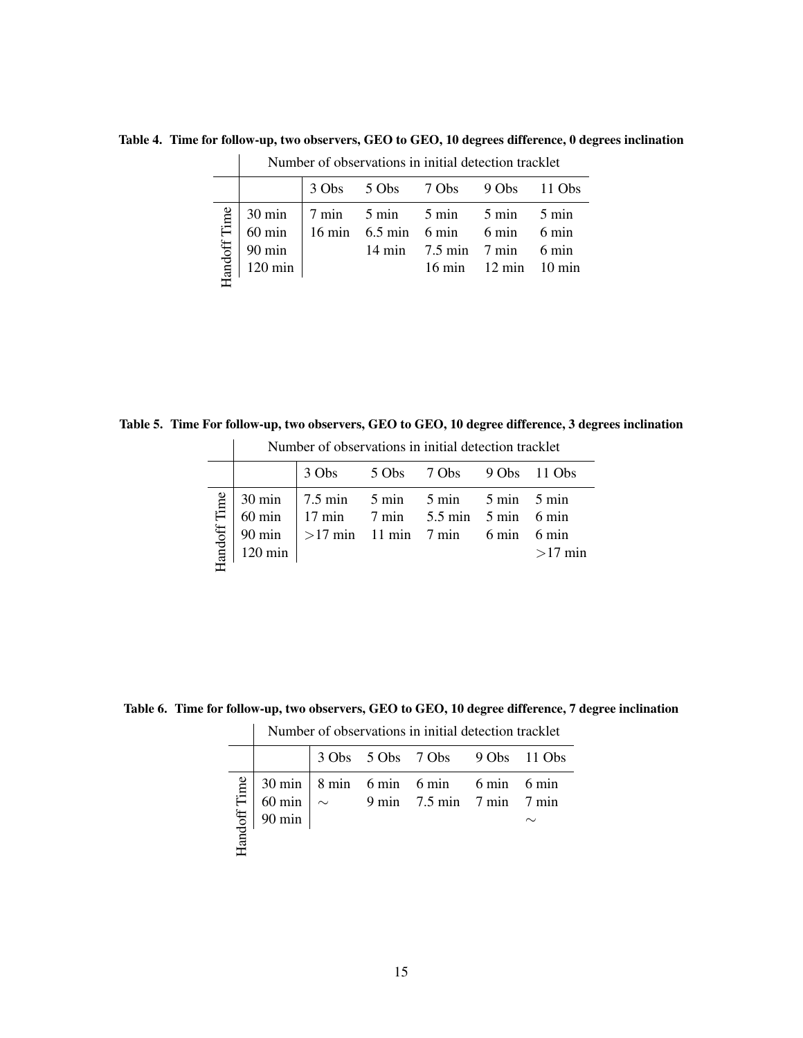**Table 4. Time for follow-up, two observers, GEO to GEO, 10 degrees difference, 0 degrees inclination**

| | | Number of observations in initial detection tracklet | | | | |
|---|---|---|---|---|---|---|
| | | 3 Obs | 5 Obs | 7 Obs | 9 Obs | 11 Obs |
| Handoff Time | 30 min | 7 min | 5 min | 5 min | 5 min | 5 min |
| | 60 min | 16 min | 6.5 min | 6 min | 6 min | 6 min |
| | 90 min | | 14 min | 7.5 min | 7 min | 6 min |
| | 120 min | | | 16 min | 12 min | 10 min |

**Table 5. Time For follow-up, two observers, GEO to GEO, 10 degree difference, 3 degrees inclination**

| | | Number of observations in initial detection tracklet | | | | |
|---|---|---|---|---|---|---|
| | | 3 Obs | 5 Obs | 7 Obs | 9 Obs | 11 Obs |
| Handoff Time | 30 min | 7.5 min | 5 min | 5 min | 5 min | 5 min |
| | 60 min | 17 min | 7 min | 5.5 min | 5 min | 6 min |
| | 90 min | >17 min | 11 min | 7 min | 6 min | 6 min |
| | 120 min | | | | | >17 min |

**Table 6. Time for follow-up, two observers, GEO to GEO, 10 degree difference, 7 degree inclination**

| | | Number of observations in initial detection tracklet | | | | |
|---|---|---|---|---|---|---|
| | | 3 Obs | 5 Obs | 7 Obs | 9 Obs | 11 Obs |
| Handoff Time | 30 min | 8 min | 6 min | 6 min | 6 min | 6 min |
| | 60 min | $\sim$ | 9 min | 7.5 min | 7 min | 7 min |
| | 90 min | | | | | $\sim$ |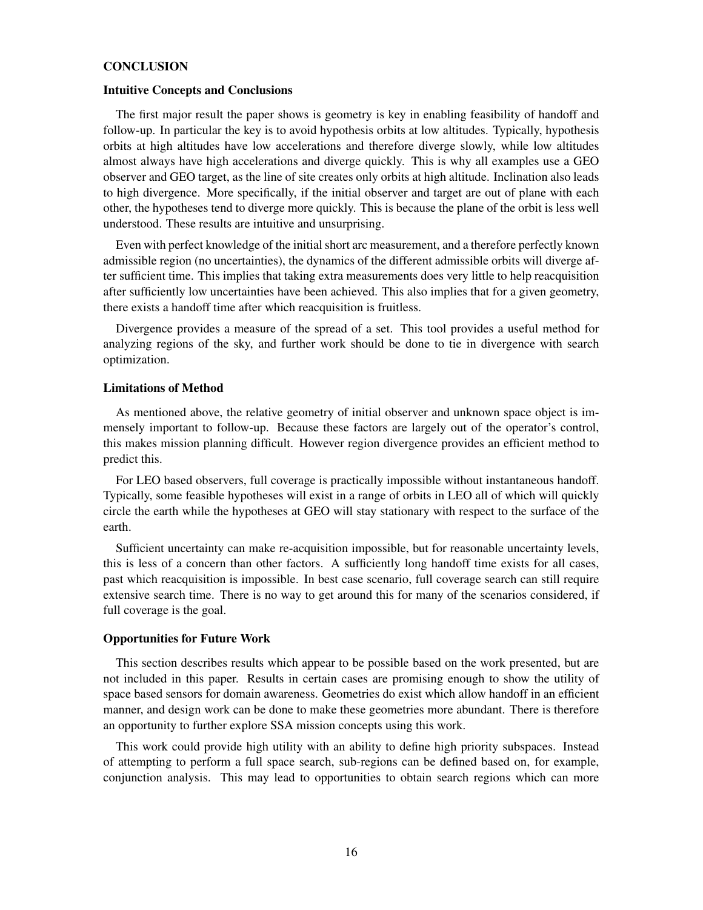## CONCLUSION

### Intuitive Concepts and Conclusions

The first major result the paper shows is geometry is key in enabling feasibility of handoff and follow-up. In particular the key is to avoid hypothesis orbits at low altitudes. Typically, hypothesis orbits at high altitudes have low accelerations and therefore diverge slowly, while low altitudes almost always have high accelerations and diverge quickly. This is why all examples use a GEO observer and GEO target, as the line of site creates only orbits at high altitude. Inclination also leads to high divergence. More specifically, if the initial observer and target are out of plane with each other, the hypotheses tend to diverge more quickly. This is because the plane of the orbit is less well understood. These results are intuitive and unsurprising.

Even with perfect knowledge of the initial short arc measurement, and a therefore perfectly known admissible region (no uncertainties), the dynamics of the different admissible orbits will diverge after sufficient time. This implies that taking extra measurements does very little to help reacquisition after sufficiently low uncertainties have been achieved. This also implies that for a given geometry, there exists a handoff time after which reacquisition is fruitless.

Divergence provides a measure of the spread of a set. This tool provides a useful method for analyzing regions of the sky, and further work should be done to tie in divergence with search optimization.

### Limitations of Method

As mentioned above, the relative geometry of initial observer and unknown space object is immensely important to follow-up. Because these factors are largely out of the operator's control, this makes mission planning difficult. However region divergence provides an efficient method to predict this.

For LEO based observers, full coverage is practically impossible without instantaneous handoff. Typically, some feasible hypotheses will exist in a range of orbits in LEO all of which will quickly circle the earth while the hypotheses at GEO will stay stationary with respect to the surface of the earth.

Sufficient uncertainty can make re-acquisition impossible, but for reasonable uncertainty levels, this is less of a concern than other factors. A sufficiently long handoff time exists for all cases, past which reacquisition is impossible. In best case scenario, full coverage search can still require extensive search time. There is no way to get around this for many of the scenarios considered, if full coverage is the goal.

### Opportunities for Future Work

This section describes results which appear to be possible based on the work presented, but are not included in this paper. Results in certain cases are promising enough to show the utility of space based sensors for domain awareness. Geometries do exist which allow handoff in an efficient manner, and design work can be done to make these geometries more abundant. There is therefore an opportunity to further explore SSA mission concepts using this work.

This work could provide high utility with an ability to define high priority subspaces. Instead of attempting to perform a full space search, sub-regions can be defined based on, for example, conjunction analysis. This may lead to opportunities to obtain search regions which can more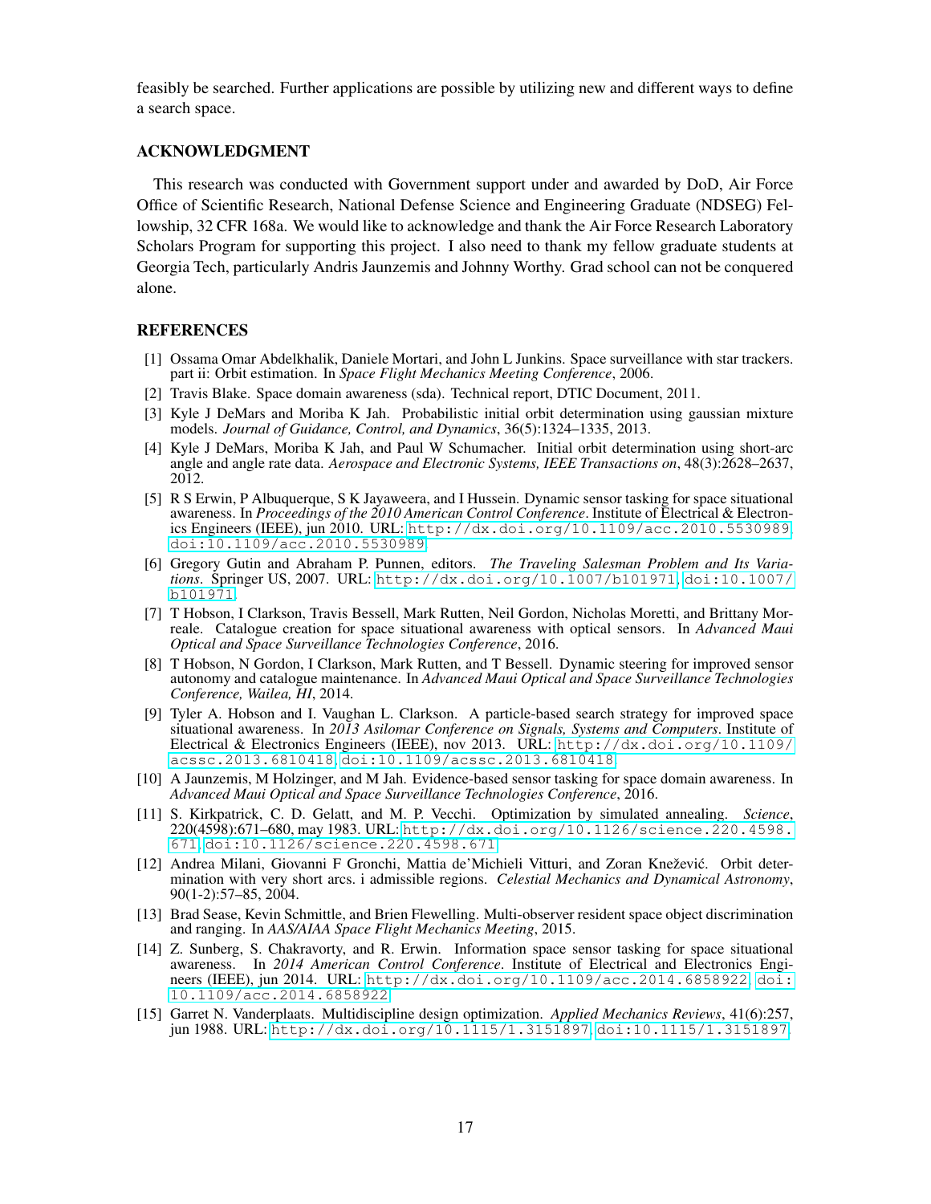feasibly be searched. Further applications are possible by utilizing new and different ways to define a search space.

## ACKNOWLEDGMENT

This research was conducted with Government support under and awarded by DoD, Air Force Office of Scientific Research, National Defense Science and Engineering Graduate (NDSEG) Fellowship, 32 CFR 168a. We would like to acknowledge and thank the Air Force Research Laboratory Scholars Program for supporting this project. I also need to thank my fellow graduate students at Georgia Tech, particularly Andris Jaunzemis and Johnny Worthy. Grad school can not be conquered alone.

## REFERENCES

[1] Ossama Omar Abdelkhalik, Daniele Mortari, and John L Junkins. Space surveillance with star trackers. part ii: Orbit estimation. In *Space Flight Mechanics Meeting Conference*, 2006.

[2] Travis Blake. Space domain awareness (sda). Technical report, DTIC Document, 2011.

[3] Kyle J DeMars and Moriba K Jah. Probabilistic initial orbit determination using gaussian mixture models. *Journal of Guidance, Control, and Dynamics*, 36(5):1324–1335, 2013.

[4] Kyle J DeMars, Moriba K Jah, and Paul W Schumacher. Initial orbit determination using short-arc angle and angle rate data. *Aerospace and Electronic Systems, IEEE Transactions on*, 48(3):2628–2637, 2012.

[5] R S Erwin, P Albuquerque, S K Jayaweera, and I Hussein. Dynamic sensor tasking for space situational awareness. In *Proceedings of the 2010 American Control Conference*. Institute of Electrical & Electronics Engineers (IEEE), jun 2010. URL: http://dx.doi.org/10.1109/acc.2010.5530989, doi:10.1109/acc.2010.5530989.

[6] Gregory Gutin and Abraham P. Punnen, editors. *The Traveling Salesman Problem and Its Variations*. Springer US, 2007. URL: http://dx.doi.org/10.1007/b101971, doi:10.1007/b101971.

[7] T Hobson, I Clarkson, Travis Bessell, Mark Rutten, Neil Gordon, Nicholas Moretti, and Brittany Morreale. Catalogue creation for space situational awareness with optical sensors. In *Advanced Maui Optical and Space Surveillance Technologies Conference*, 2016.

[8] T Hobson, N Gordon, I Clarkson, Mark Rutten, and T Bessell. Dynamic steering for improved sensor autonomy and catalogue maintenance. In *Advanced Maui Optical and Space Surveillance Technologies Conference, Wailea, HI*, 2014.

[9] Tyler A. Hobson and I. Vaughan L. Clarkson. A particle-based search strategy for improved space situational awareness. In *2013 Asilomar Conference on Signals, Systems and Computers*. Institute of Electrical & Electronics Engineers (IEEE), nov 2013. URL: http://dx.doi.org/10.1109/acssc.2013.6810418, doi:10.1109/acssc.2013.6810418.

[10] A Jaunzemis, M Holzinger, and M Jah. Evidence-based sensor tasking for space domain awareness. In *Advanced Maui Optical and Space Surveillance Technologies Conference*, 2016.

[11] S. Kirkpatrick, C. D. Gelatt, and M. P. Vecchi. Optimization by simulated annealing. *Science*, 220(4598):671–680, may 1983. URL: http://dx.doi.org/10.1126/science.220.4598.671, doi:10.1126/science.220.4598.671.

[12] Andrea Milani, Giovanni F Gronchi, Mattia de'Michieli Vitturi, and Zoran Knežević. Orbit determination with very short arcs. i admissible regions. *Celestial Mechanics and Dynamical Astronomy*, 90(1-2):57–85, 2004.

[13] Brad Sease, Kevin Schmittle, and Brien Flewelling. Multi-observer resident space object discrimination and ranging. In *AAS/AIAA Space Flight Mechanics Meeting*, 2015.

[14] Z. Sunberg, S. Chakravorty, and R. Erwin. Information space sensor tasking for space situational awareness. In *2014 American Control Conference*. Institute of Electrical and Electronics Engineers (IEEE), jun 2014. URL: http://dx.doi.org/10.1109/acc.2014.6858922, doi:10.1109/acc.2014.6858922.

[15] Garret N. Vanderplaats. Multidiscipline design optimization. *Applied Mechanics Reviews*, 41(6):257, jun 1988. URL: http://dx.doi.org/10.1115/1.3151897, doi:10.1115/1.3151897.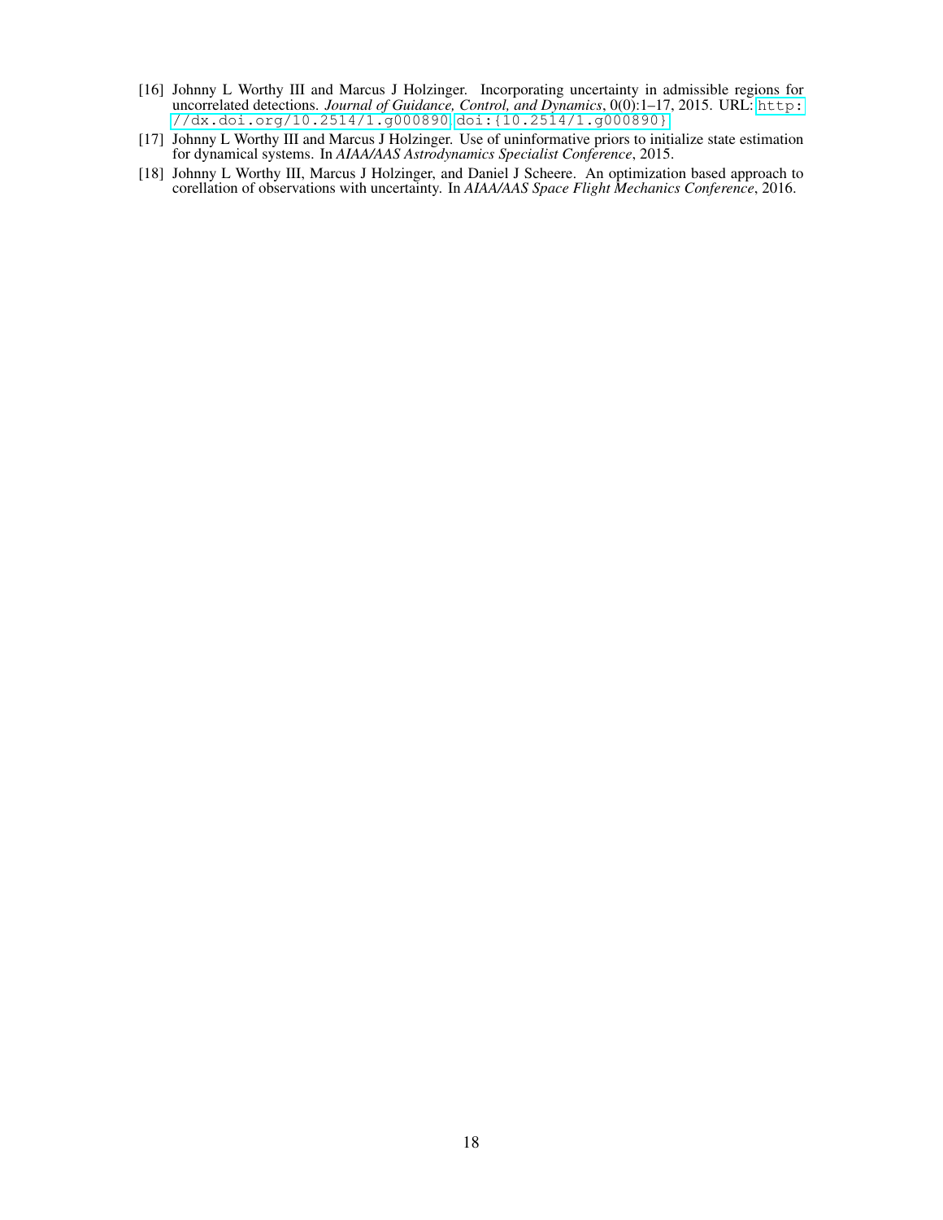[16] Johnny L Worthy III and Marcus J Holzinger. Incorporating uncertainty in admissible regions for uncorrelated detections. *Journal of Guidance, Control, and Dynamics*, 0(0):1–17, 2015. URL: http://dx.doi.org/10.2514/1.g000890 doi:{10.2514/1.g000890}.

[17] Johnny L Worthy III and Marcus J Holzinger. Use of uninformative priors to initialize state estimation for dynamical systems. In *AIAA/AAS Astrodynamics Specialist Conference*, 2015.

[18] Johnny L Worthy III, Marcus J Holzinger, and Daniel J Scheere. An optimization based approach to corellation of observations with uncertainty. In *AIAA/AAS Space Flight Mechanics Conference*, 2016.